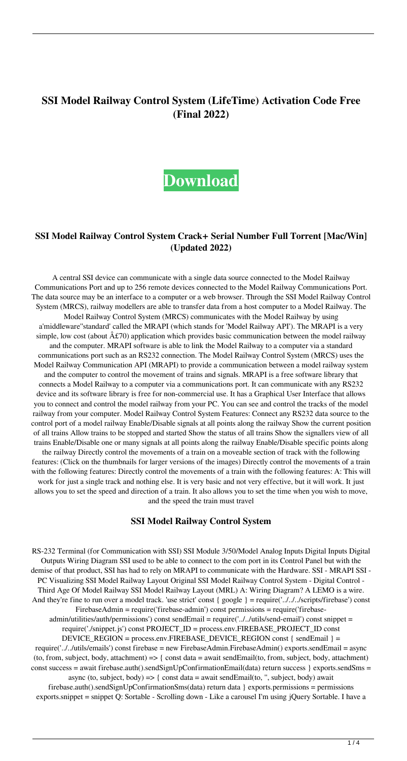# SSI Model Railway Control System (LifeTime) Activation Code Free (Final 2022)

**Download**

## SSI Model Railway Control System Crack+ Serial Number Full Torrent [Mac/Win] (Updated 2022)

A central SSI device can communicate with a single data source connected to the Model Railway Communications Port and up to 256 remote devices connected to the Model Railway Communications Port. The data source may be an interface to a computer or a web browser. Through the SSI Model Railway Control System (MRCS), railway modellers are able to transfer data from a host computer to a Model Railway. The Model Railway Control System (MRCS) communicates with the Model Railway by using a'middleware''standard' called the MRAPI (which stands for 'Model Railway API'). The MRAPI is a very simple, low cost (about Â£70) application which provides basic communication between the model railway and the computer. MRAPI software is able to link the Model Railway to a computer via a standard communications port such as an RS232 connection. The Model Railway Control System (MRCS) uses the Model Railway Communication API (MRAPI) to provide a communication between a model railway system and the computer to control the movement of trains and signals. MRAPI is a free software library that connects a Model Railway to a computer via a communications port. It can communicate with any RS232 device and its software library is free for non-commercial use. It has a Graphical User Interface that allows you to connect and control the model railway from your PC. You can see and control the tracks of the model railway from your computer. Model Railway Control System Features: Connect any RS232 data source to the control port of a model railway Enable/Disable signals at all points along the railway Show the current position of all trains Allow trains to be stopped and started Show the status of all trains Show the signallers view of all trains Enable/Disable one or many signals at all points along the railway Enable/Disable specific points along the railway Directly control the movements of a train on a moveable section of track with the following features: (Click on the thumbnails for larger versions of the images) Directly control the movements of a train with the following features: Directly control the movements of a train with the following features: A: This will work for just a single track and nothing else. It is very basic and not very effective, but it will work. It just allows you to set the speed and direction of a train. It also allows you to set the time when you wish to move, and the speed the train must travel

## SSI Model Railway Control System

RS-232 Terminal (for Communication with SSI) SSI Module 3/50/Model Analog Inputs Digital Inputs Digital Outputs Wiring Diagram SSI used to be able to connect to the com port in its Control Panel but with the demise of that product, SSI has had to rely on MRAPI to communicate with the Hardware. SSI - MRAPI SSI - PC Visualizing SSI Model Railway Layout Original SSI Model Railway Control System - Digital Control - Third Age Of Model Railway SSI Model Railway Layout (MRL) A: Wiring Diagram? A LEMO is a wire. And they're fine to run over a model track. 'use strict' const { google } = require('../../../scripts/firebase') const FirebaseAdmin = require('firebase-admin') const permissions = require('firebase-admin/utilities/auth/permissions') const sendEmail = require('../../utils/send-email') const snippet = require('./snippet.js') const PROJECT_ID = process.env.FIREBASE_PROJECT_ID const DEVICE_REGION = process.env.FIREBASE_DEVICE_REGION const { sendEmail } = require('../../utils/emails') const firebase = new FirebaseAdmin.FirebaseAdmin() exports.sendEmail = async (to, from, subject, body, attachment) => { const data = await sendEmail(to, from, subject, body, attachment) const success = await firebase.auth().sendSignUpConfirmationEmail(data) return success } exports.sendSms = async (to, subject, body) => { const data = await sendEmail(to, '', subject, body) await firebase.auth().sendSignUpConfirmationSms(data) return data } exports.permissions = permissions exports.snippet = snippet Q: Sortable - Scrolling down - Like a carousel I'm using jQuery Sortable. I have a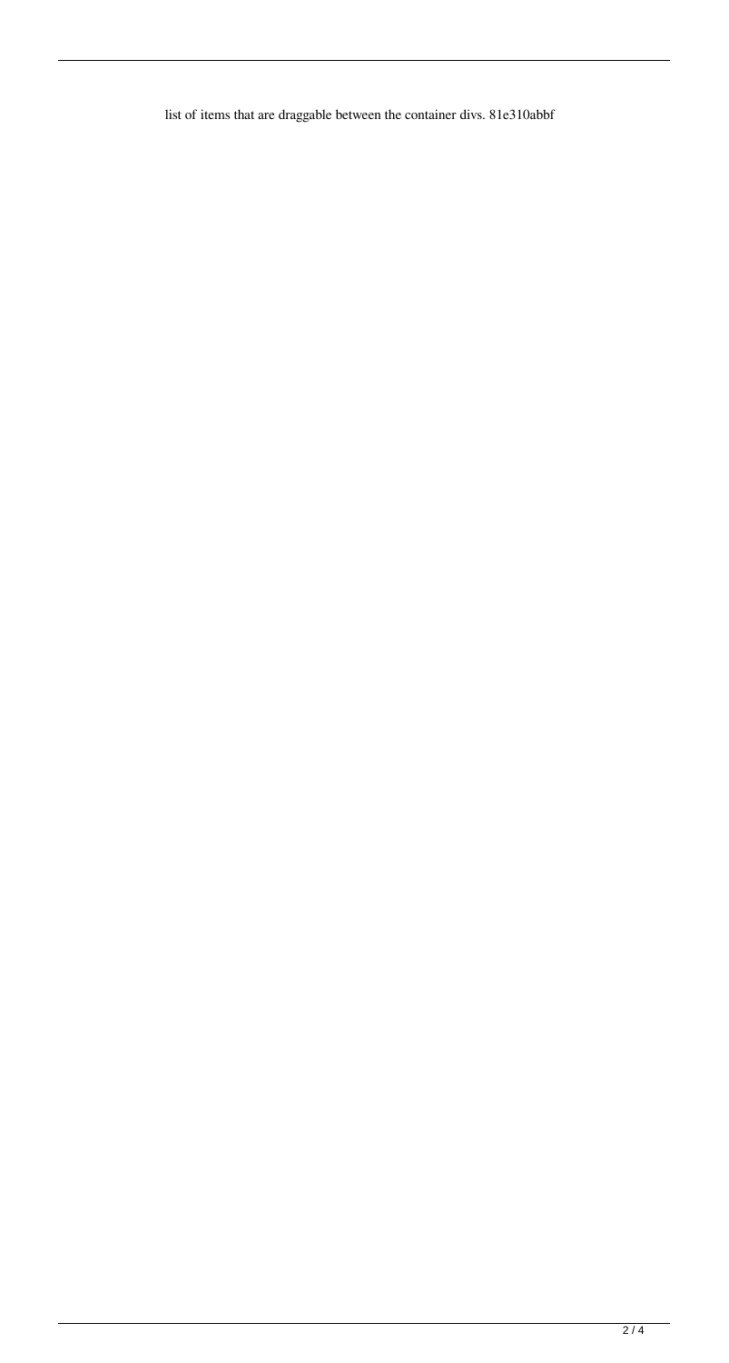list of items that are draggable between the container divs. 81e310abbf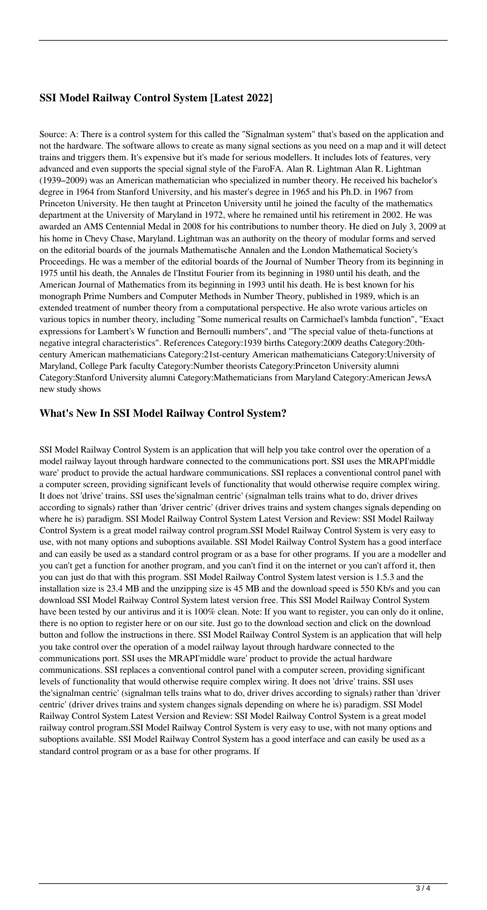### SSI Model Railway Control System [Latest 2022]

Source: A: There is a control system for this called the "Signalman system" that's based on the application and not the hardware. The software allows to create as many signal sections as you need on a map and it will detect trains and triggers them. It's expensive but it's made for serious modellers. It includes lots of features, very advanced and even supports the special signal style of the FaroFA. Alan R. Lightman Alan R. Lightman (1939–2009) was an American mathematician who specialized in number theory. He received his bachelor's degree in 1964 from Stanford University, and his master's degree in 1965 and his Ph.D. in 1967 from Princeton University. He then taught at Princeton University until he joined the faculty of the mathematics department at the University of Maryland in 1972, where he remained until his retirement in 2002. He was awarded an AMS Centennial Medal in 2008 for his contributions to number theory. He died on July 3, 2009 at his home in Chevy Chase, Maryland. Lightman was an authority on the theory of modular forms and served on the editorial boards of the journals Mathematische Annalen and the London Mathematical Society's Proceedings. He was a member of the editorial boards of the Journal of Number Theory from its beginning in 1975 until his death, the Annales de l'Institut Fourier from its beginning in 1980 until his death, and the American Journal of Mathematics from its beginning in 1993 until his death. He is best known for his monograph Prime Numbers and Computer Methods in Number Theory, published in 1989, which is an extended treatment of number theory from a computational perspective. He also wrote various articles on various topics in number theory, including "Some numerical results on Carmichael's lambda function", "Exact expressions for Lambert's W function and Bernoulli numbers", and "The special value of theta-functions at negative integral characteristics". References Category:1939 births Category:2009 deaths Category:20th-century American mathematicians Category:21st-century American mathematicians Category:University of Maryland, College Park faculty Category:Number theorists Category:Princeton University alumni Category:Stanford University alumni Category:Mathematicians from Maryland Category:American JewsA new study shows

### What's New In SSI Model Railway Control System?

SSI Model Railway Control System is an application that will help you take control over the operation of a model railway layout through hardware connected to the communications port. SSI uses the MRAPI'middle ware' product to provide the actual hardware communications. SSI replaces a conventional control panel with a computer screen, providing significant levels of functionality that would otherwise require complex wiring. It does not 'drive' trains. SSI uses the'signalman centric' (signalman tells trains what to do, driver drives according to signals) rather than 'driver centric' (driver drives trains and system changes signals depending on where he is) paradigm. SSI Model Railway Control System Latest Version and Review: SSI Model Railway Control System is a great model railway control program.SSI Model Railway Control System is very easy to use, with not many options and suboptions available. SSI Model Railway Control System has a good interface and can easily be used as a standard control program or as a base for other programs. If you are a modeller and you can't get a function for another program, and you can't find it on the internet or you can't afford it, then you can just do that with this program. SSI Model Railway Control System latest version is 1.5.3 and the installation size is 23.4 MB and the unzipping size is 45 MB and the download speed is 550 Kb/s and you can download SSI Model Railway Control System latest version free. This SSI Model Railway Control System have been tested by our antivirus and it is 100% clean. Note: If you want to register, you can only do it online, there is no option to register here or on our site. Just go to the download section and click on the download button and follow the instructions in there. SSI Model Railway Control System is an application that will help you take control over the operation of a model railway layout through hardware connected to the communications port. SSI uses the MRAPI'middle ware' product to provide the actual hardware communications. SSI replaces a conventional control panel with a computer screen, providing significant levels of functionality that would otherwise require complex wiring. It does not 'drive' trains. SSI uses the'signalman centric' (signalman tells trains what to do, driver drives according to signals) rather than 'driver centric' (driver drives trains and system changes signals depending on where he is) paradigm. SSI Model Railway Control System Latest Version and Review: SSI Model Railway Control System is a great model railway control program.SSI Model Railway Control System is very easy to use, with not many options and suboptions available. SSI Model Railway Control System has a good interface and can easily be used as a standard control program or as a base for other programs. If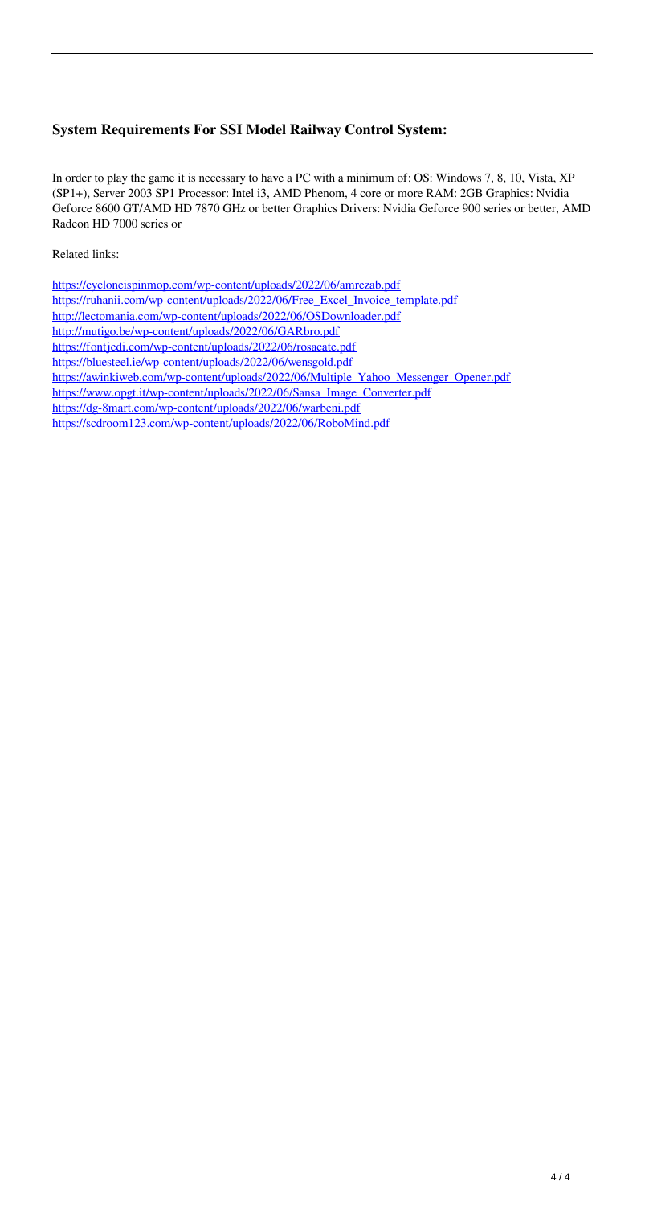### System Requirements For SSI Model Railway Control System:

In order to play the game it is necessary to have a PC with a minimum of: OS: Windows 7, 8, 10, Vista, XP (SP1+), Server 2003 SP1 Processor: Intel i3, AMD Phenom, 4 core or more RAM: 2GB Graphics: Nvidia Geforce 8600 GT/AMD HD 7870 GHz or better Graphics Drivers: Nvidia Geforce 900 series or better, AMD Radeon HD 7000 series or

Related links:

https://cycloneispinmop.com/wp-content/uploads/2022/06/amrezab.pdf
https://ruhanii.com/wp-content/uploads/2022/06/Free_Excel_Invoice_template.pdf
http://lectomania.com/wp-content/uploads/2022/06/OSDownloader.pdf
http://mutigo.be/wp-content/uploads/2022/06/GARbro.pdf
https://fontjedi.com/wp-content/uploads/2022/06/rosacate.pdf
https://bluesteel.ie/wp-content/uploads/2022/06/wensgold.pdf
https://awinkiweb.com/wp-content/uploads/2022/06/Multiple_Yahoo_Messenger_Opener.pdf
https://www.opgt.it/wp-content/uploads/2022/06/Sansa_Image_Converter.pdf
https://dg-8mart.com/wp-content/uploads/2022/06/warbeni.pdf
https://scdroom123.com/wp-content/uploads/2022/06/RoboMind.pdf